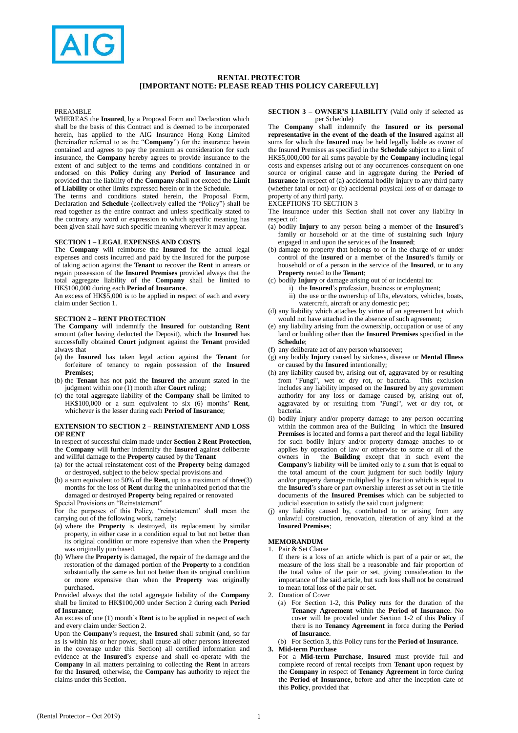# RENTAL PROTECTOR
## [IMPORTANT NOTE: PLEASE READ THIS POLICY CAREFULLY]

PREAMBLE

WHEREAS the **Insured**, by a Proposal Form and Declaration which shall be the basis of this Contract and is deemed to be incorporated herein, has applied to the AIG Insurance Hong Kong Limited (hereinafter referred to as the "**Company**") for the insurance herein contained and agrees to pay the premium as consideration for such insurance, the **Company** hereby agrees to provide insurance to the extent of and subject to the terms and conditions contained in or endorsed on this **Policy** during any **Period of Insurance** and provided that the liability of the **Company** shall not exceed the **Limit of Liability** or other limits expressed herein or in the Schedule.

The terms and conditions stated herein, the Proposal Form, Declaration and **Schedule** (collectively called the "Policy") shall be read together as the entire contract and unless specifically stated to the contrary any word or expression to which specific meaning has been given shall have such specific meaning wherever it may appear.

### SECTION 1 – LEGAL EXPENSES AND COSTS

The **Company** will reimburse the **Insured** for the actual legal expenses and costs incurred and paid by the Insured for the purpose of taking action against the **Tenant** to recover the **Rent** in arrears or regain possession of the **Insured Premises** provided always that the total aggregate liability of the **Company** shall be limited to HK$100,000 during each **Period of Insurance**.

An excess of HK$5,000 is to be applied in respect of each and every claim under Section 1.

### SECTION 2 – RENT PROTECTION

The **Company** will indemnify the **Insured** for outstanding **Rent** amount (after having deducted the Deposit), which the **Insured** has successfully obtained **Court** judgment against the **Tenant** provided always that

(a) the **Insured** has taken legal action against the **Tenant** for forfeiture of tenancy to regain possession of the **Insured Premises;**
(b) the **Tenant** has not paid the **Insured** the amount stated in the judgment within one (1) month after **Court** ruling;
(c) the total aggregate liability of the **Company** shall be limited to HK$100,000 or a sum equivalent to six (6) months' **Rent**, whichever is the lesser during each **Period of Insurance**;

### EXTENSION TO SECTION 2 – REINSTATEMENT AND LOSS OF RENT

In respect of successful claim made under **Section 2 Rent Protection**, the **Company** will further indemnify the **Insured** against deliberate and willful damage to the **Property** caused by the **Tenant**

(a) for the actual reinstatement cost of the **Property** being damaged or destroyed, subject to the below special provisions and
(b) a sum equivalent to 50% of the **Rent,** up to a maximum of three(3) months for the loss of **Rent** during the uninhabited period that the damaged or destroyed **Property** being repaired or renovated

Special Provisions on "Reinstatement"

For the purposes of this Policy, "reinstatement' shall mean the carrying out of the following work, namely:

(a) where the **Property** is destroyed, its replacement by similar property, in either case in a condition equal to but not better than its original condition or more expensive than when the **Property** was originally purchased.
(b) Where the **Property** is damaged, the repair of the damage and the restoration of the damaged portion of the **Property** to a condition substantially the same as but not better than its original condition or more expensive than when the **Property** was originally purchased.

Provided always that the total aggregate liability of the **Company** shall be limited to HK$100,000 under Section 2 during each **Period of Insurance**;

An excess of one (1) month's **Rent** is to be applied in respect of each and every claim under Section 2.

Upon the **Company**'s request, the **Insured** shall submit (and, so far as is within his or her power, shall cause all other persons interested in the coverage under this Section) all certified information and evidence at the **Insured**'s expense and shall co-operate with the **Company** in all matters pertaining to collecting the **Rent** in arrears for the **Insured**, otherwise, the **Company** has authority to reject the claims under this Section.

### SECTION 3 – OWNER'S LIABILITY (Valid only if selected as per Schedule)

The **Company** shall indemnify the **Insured or its personal representative in the event of the death of the Insured** against all sums for which the **Insured** may be held legally liable as owner of the Insured Premises as specified in the **Schedule** subject to a limit of HK$5,000,000 for all sums payable by the **Company** including legal costs and expenses arising out of any occurrences consequent on one source or original cause and in aggregate during the **Period of Insurance** in respect of (a) accidental bodily Injury to any third party (whether fatal or not) or (b) accidental physical loss of or damage to property of any third party.

EXCEPTIONS TO SECTION 3

The insurance under this Section shall not cover any liability in respect of:

(a) bodily **Injury** to any person being a member of the **Insured**'s family or household or at the time of sustaining such Injury engaged in and upon the services of the **Insured**;
(b) damage to property that belongs to or in the charge of or under control of the I**nsured** or a member of the **Insured**'s family or household or of a person in the service of the **Insured**, or to any **Property** rented to the **Tenant**;
(c) bodily **Injury** or damage arising out of or incidental to:
    i) the **Insured**'s profession, business or employment;
    ii) the use or the ownership of lifts, elevators, vehicles, boats, watercraft, aircraft or any domestic pet;
(d) any liability which attaches by virtue of an agreement but which would not have attached in the absence of such agreement;
(e) any liability arising from the ownership, occupation or use of any land or building other than the **Insured Premises** specified in the **Schedule**;
(f) any deliberate act of any person whatsoever;
(g) any bodily **Injury** caused by sickness, disease or **Mental Illness** or caused by the **Insured** intentionally;
(h) any liability caused by, arising out of, aggravated by or resulting from "Fungi", wet or dry rot, or bacteria. This exclusion includes any liability imposed on the **Insured** by any government authority for any loss or damage caused by, arising out of, aggravated by or resulting from "Fungi", wet or dry rot, or bacteria.
(i) bodily Injury and/or property damage to any person occurring within the common area of the Building in which the **Insured Premises** is located and forms a part thereof and the legal liability for such bodily Injury and/or property damage attaches to or applies by operation of law or otherwise to some or all of the owners in the **Building** except that in such event the **Company**'s liability will be limited only to a sum that is equal to the total amount of the court judgment for such bodily Injury and/or property damage multiplied by a fraction which is equal to the **Insured**'s share or part ownership interest as set out in the title documents of the **Insured Premises** which can be subjected to judicial execution to satisfy the said court judgment;
(j) any liability caused by, contributed to or arising from any unlawful construction, renovation, alteration of any kind at the **Insured Premises**;

### MEMORANDUM

1. Pair & Set Clause

   If there is a loss of an article which is part of a pair or set, the measure of the loss shall be a reasonable and fair proportion of the total value of the pair or set, giving consideration to the importance of the said article, but such loss shall not be construed to mean total loss of the pair or set.

2. Duration of Cover
   (a) For Section 1-2, this **Policy** runs for the duration of the **Tenancy Agreement** within the **Period of Insurance**. No cover will be provided under Section 1-2 of this **Policy** if there is no **Tenancy Agreement** in force during the **Period of Insurance**.
   (b) For Section 3, this Policy runs for the **Period of Insurance**.

3. **Mid-term Purchase**

   For a **Mid-term Purchase**, **Insured** must provide full and complete record of rental receipts from **Tenant** upon request by the **Company** in respect of **Tenancy Agreement** in force during the **Period of Insurance**, before and after the inception date of this **Policy**, provided that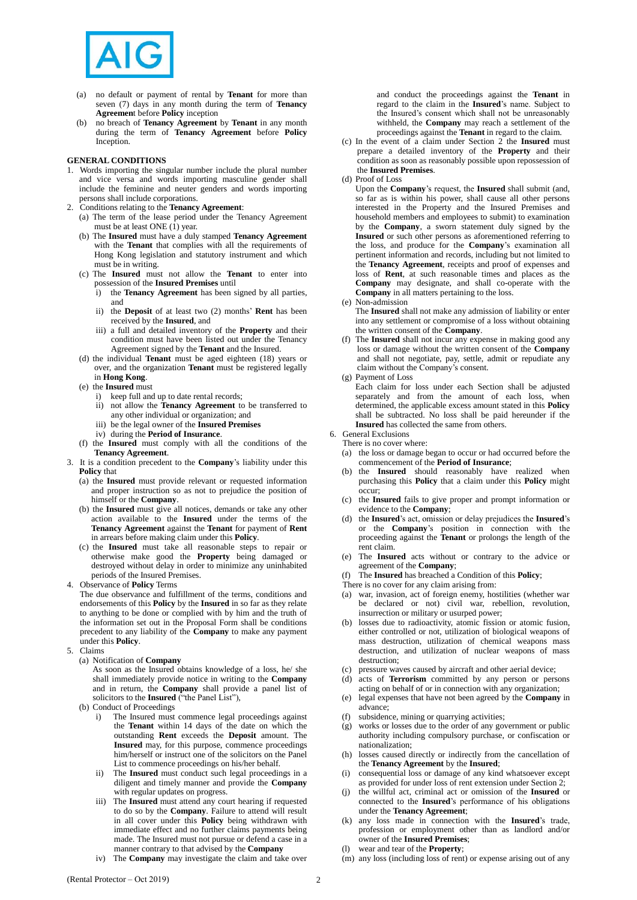(a) no default or payment of rental by **Tenant** for more than seven (7) days in any month during the term of **Tenancy Agreement** before **Policy** inception

(b) no breach of **Tenancy Agreement** by **Tenant** in any month during the term of **Tenancy Agreement** before **Policy** Inception.

## GENERAL CONDITIONS

1. Words importing the singular number include the plural number and vice versa and words importing masculine gender shall include the feminine and neuter genders and words importing persons shall include corporations.
2. Conditions relating to the **Tenancy Agreement**:
   (a) The term of the lease period under the Tenancy Agreement must be at least ONE (1) year.
   (b) The **Insured** must have a duly stamped **Tenancy Agreement** with the **Tenant** that complies with all the requirements of Hong Kong legislation and statutory instrument and which must be in writing.
   (c) The **Insured** must not allow the **Tenant** to enter into possession of the **Insured Premises** until
      i) the **Tenancy Agreement** has been signed by all parties, and
      ii) the **Deposit** of at least two (2) months' **Rent** has been received by the **Insured**, and
      iii) a full and detailed inventory of the **Property** and their condition must have been listed out under the Tenancy Agreement signed by the **Tenant** and the Insured.
   (d) the individual **Tenant** must be aged eighteen (18) years or over, and the organization **Tenant** must be registered legally in **Hong Kong**.
   (e) the **Insured** must
      i) keep full and up to date rental records;
      ii) not allow the **Tenancy Agreement** to be transferred to any other individual or organization; and
      iii) be the legal owner of the **Insured Premises**
      iv) during the **Period of Insurance**.
   (f) the **Insured** must comply with all the conditions of the **Tenancy Agreement**.
3. It is a condition precedent to the **Company**'s liability under this **Policy** that
   (a) the **Insured** must provide relevant or requested information and proper instruction so as not to prejudice the position of himself or the **Company**.
   (b) the **Insured** must give all notices, demands or take any other action available to the **Insured** under the terms of the **Tenancy Agreement** against the **Tenant** for payment of **Rent** in arrears before making claim under this **Policy**.
   (c) the **Insured** must take all reasonable steps to repair or otherwise make good the **Property** being damaged or destroyed without delay in order to minimize any uninhabited periods of the Insured Premises.
4. Observance of **Policy** Terms
   The due observance and fulfillment of the terms, conditions and endorsements of this **Policy** by the **Insured** in so far as they relate to anything to be done or complied with by him and the truth of the information set out in the Proposal Form shall be conditions precedent to any liability of the **Company** to make any payment under this **Policy**.
5. Claims
   (a) Notification of **Company**
   As soon as the Insured obtains knowledge of a loss, he/ she shall immediately provide notice in writing to the **Company** and in return, the **Company** shall provide a panel list of solicitors to the **Insured** ("the Panel List"),
   (b) Conduct of Proceedings
      i) The Insured must commence legal proceedings against the **Tenant** within 14 days of the date on which the outstanding **Rent** exceeds the **Deposit** amount. The **Insured** may, for this purpose, commence proceedings him/herself or instruct one of the solicitors on the Panel List to commence proceedings on his/her behalf.
      ii) The **Insured** must conduct such legal proceedings in a diligent and timely manner and provide the **Company** with regular updates on progress.
      iii) The **Insured** must attend any court hearing if requested to do so by the **Company**. Failure to attend will result in all cover under this **Policy** being withdrawn with immediate effect and no further claims payments being made. The Insured must not pursue or defend a case in a manner contrary to that advised by the **Company**
      iv) The **Company** may investigate the claim and take over and conduct the proceedings against the **Tenant** in regard to the claim in the **Insured**'s name. Subject to the Insured's consent which shall not be unreasonably withheld, the **Company** may reach a settlement of the proceedings against the **Tenant** in regard to the claim.
   (c) In the event of a claim under Section 2 the **Insured** must prepare a detailed inventory of the **Property** and their condition as soon as reasonably possible upon repossession of the **Insured Premises**.
   (d) Proof of Loss
   Upon the **Company**'s request, the **Insured** shall submit (and, so far as is within his power, shall cause all other persons interested in the Property and the Insured Premises and household members and employees to submit) to examination by the **Company**, a sworn statement duly signed by the **Insured** or such other persons as aforementioned referring to the loss, and produce for the **Company**'s examination all pertinent information and records, including but not limited to the **Tenancy Agreement**, receipts and proof of expenses and loss of **Rent**, at such reasonable times and places as the **Company** may designate, and shall co-operate with the **Company** in all matters pertaining to the loss.
   (e) Non-admission
   The **Insured** shall not make any admission of liability or enter into any settlement or compromise of a loss without obtaining the written consent of the **Company**.
   (f) The **Insured** shall not incur any expense in making good any loss or damage without the written consent of the **Company** and shall not negotiate, pay, settle, admit or repudiate any claim without the Company's consent.
   (g) Payment of Loss
   Each claim for loss under each Section shall be adjusted separately and from the amount of each loss, when determined, the applicable excess amount stated in this **Policy** shall be subtracted. No loss shall be paid hereunder if the **Insured** has collected the same from others.
6. General Exclusions
   There is no cover where:
   (a) the loss or damage began to occur or had occurred before the commencement of the **Period of Insurance**;
   (b) the **Insured** should reasonably have realized when purchasing this **Policy** that a claim under this **Policy** might occur;
   (c) the **Insured** fails to give proper and prompt information or evidence to the **Company**;
   (d) the **Insured**'s act, omission or delay prejudices the **Insured**'s or the **Company**'s position in connection with the proceeding against the **Tenant** or prolongs the length of the rent claim.
   (e) The **Insured** acts without or contrary to the advice or agreement of the **Company**;
   (f) The **Insured** has breached a Condition of this **Policy**;
   There is no cover for any claim arising from:
   (a) war, invasion, act of foreign enemy, hostilities (whether war be declared or not) civil war, rebellion, revolution, insurrection or military or usurped power;
   (b) losses due to radioactivity, atomic fission or atomic fusion, either controlled or not, utilization of biological weapons of mass destruction, utilization of chemical weapons mass destruction, and utilization of nuclear weapons of mass destruction;
   (c) pressure waves caused by aircraft and other aerial device;
   (d) acts of **Terrorism** committed by any person or persons acting on behalf of or in connection with any organization;
   (e) legal expenses that have not been agreed by the **Company** in advance;
   (f) subsidence, mining or quarrying activities;
   (g) works or losses due to the order of any government or public authority including compulsory purchase, or confiscation or nationalization;
   (h) losses caused directly or indirectly from the cancellation of the **Tenancy Agreement** by the **Insured**;
   (i) consequential loss or damage of any kind whatsoever except as provided for under loss of rent extension under Section 2;
   (j) the willful act, criminal act or omission of the **Insured** or connected to the **Insured**'s performance of his obligations under the **Tenancy Agreement**;
   (k) any loss made in connection with the **Insured**'s trade, profession or employment other than as landlord and/or owner of the **Insured Premises**;
   (l) wear and tear of the **Property**;
   (m) any loss (including loss of rent) or expense arising out of any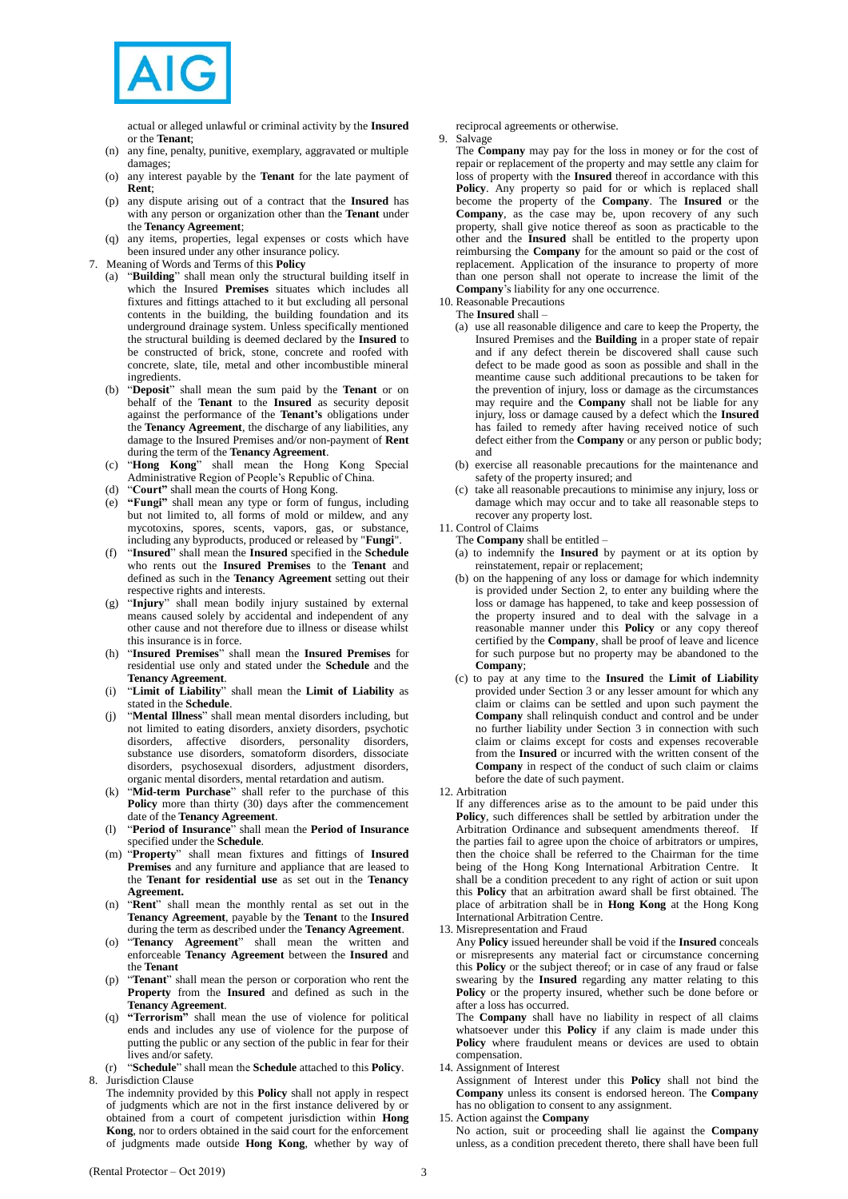actual or alleged unlawful or criminal activity by the **Insured** or the **Tenant**;

(n) any fine, penalty, punitive, exemplary, aggravated or multiple damages;

(o) any interest payable by the **Tenant** for the late payment of **Rent**;

(p) any dispute arising out of a contract that the **Insured** has with any person or organization other than the **Tenant** under the **Tenancy Agreement**;

(q) any items, properties, legal expenses or costs which have been insured under any other insurance policy.

7. Meaning of Words and Terms of this **Policy**

(a) "**Building**" shall mean only the structural building itself in which the Insured **Premises** situates which includes all fixtures and fittings attached to it but excluding all personal contents in the building, the building foundation and its underground drainage system. Unless specifically mentioned the structural building is deemed declared by the **Insured** to be constructed of brick, stone, concrete and roofed with concrete, slate, tile, metal and other incombustible mineral ingredients.

(b) "**Deposit**" shall mean the sum paid by the **Tenant** or on behalf of the **Tenant** to the **Insured** as security deposit against the performance of the **Tenant's** obligations under the **Tenancy Agreement**, the discharge of any liabilities, any damage to the Insured Premises and/or non-payment of **Rent** during the term of the **Tenancy Agreement**.

(c) "**Hong Kong**" shall mean the Hong Kong Special Administrative Region of People's Republic of China.

(d) "**Court"** shall mean the courts of Hong Kong.

(e) **"Fungi"** shall mean any type or form of fungus, including but not limited to, all forms of mold or mildew, and any mycotoxins, spores, scents, vapors, gas, or substance, including any byproducts, produced or released by "**Fungi**".

(f) "**Insured**" shall mean the **Insured** specified in the **Schedule** who rents out the **Insured Premises** to the **Tenant** and defined as such in the **Tenancy Agreement** setting out their respective rights and interests.

(g) "**Injury**" shall mean bodily injury sustained by external means caused solely by accidental and independent of any other cause and not therefore due to illness or disease whilst this insurance is in force.

(h) "**Insured Premises**" shall mean the **Insured Premises** for residential use only and stated under the **Schedule** and the **Tenancy Agreement**.

(i) "**Limit of Liability**" shall mean the **Limit of Liability** as stated in the **Schedule**.

(j) "**Mental Illness**" shall mean mental disorders including, but not limited to eating disorders, anxiety disorders, psychotic disorders, affective disorders, personality disorders, substance use disorders, somatoform disorders, dissociate disorders, psychosexual disorders, adjustment disorders, organic mental disorders, mental retardation and autism.

(k) "**Mid-term Purchase**" shall refer to the purchase of this **Policy** more than thirty (30) days after the commencement date of the **Tenancy Agreement**.

(l) "**Period of Insurance**" shall mean the **Period of Insurance** specified under the **Schedule**.

(m) "**Property**" shall mean fixtures and fittings of **Insured Premises** and any furniture and appliance that are leased to the **Tenant for residential use** as set out in the **Tenancy Agreement.**

(n) "**Rent**" shall mean the monthly rental as set out in the **Tenancy Agreement**, payable by the **Tenant** to the **Insured** during the term as described under the **Tenancy Agreement**.

(o) "**Tenancy Agreement**" shall mean the written and enforceable **Tenancy Agreement** between the **Insured** and the **Tenant**

(p) "**Tenant**" shall mean the person or corporation who rent the **Property** from the **Insured** and defined as such in the **Tenancy Agreement**.

(q) **"Terrorism"** shall mean the use of violence for political ends and includes any use of violence for the purpose of putting the public or any section of the public in fear for their lives and/or safety.

(r) "**Schedule**" shall mean the **Schedule** attached to this **Policy**.

8. Jurisdiction Clause

The indemnity provided by this **Policy** shall not apply in respect of judgments which are not in the first instance delivered by or obtained from a court of competent jurisdiction within **Hong Kong**, nor to orders obtained in the said court for the enforcement of judgments made outside **Hong Kong**, whether by way of reciprocal agreements or otherwise.

9. Salvage

The **Company** may pay for the loss in money or for the cost of repair or replacement of the property and may settle any claim for loss of property with the **Insured** thereof in accordance with this **Policy**. Any property so paid for or which is replaced shall become the property of the **Company**. The **Insured** or the **Company**, as the case may be, upon recovery of any such property, shall give notice thereof as soon as practicable to the other and the **Insured** shall be entitled to the property upon reimbursing the **Company** for the amount so paid or the cost of replacement. Application of the insurance to property of more than one person shall not operate to increase the limit of the **Company**'s liability for any one occurrence.

10. Reasonable Precautions

The **Insured** shall –

(a) use all reasonable diligence and care to keep the Property, the Insured Premises and the **Building** in a proper state of repair and if any defect therein be discovered shall cause such defect to be made good as soon as possible and shall in the meantime cause such additional precautions to be taken for the prevention of injury, loss or damage as the circumstances may require and the **Company** shall not be liable for any injury, loss or damage caused by a defect which the **Insured** has failed to remedy after having received notice of such defect either from the **Company** or any person or public body; and

(b) exercise all reasonable precautions for the maintenance and safety of the property insured; and

(c) take all reasonable precautions to minimise any injury, loss or damage which may occur and to take all reasonable steps to recover any property lost.

11. Control of Claims

The **Company** shall be entitled –

(a) to indemnify the **Insured** by payment or at its option by reinstatement, repair or replacement;

(b) on the happening of any loss or damage for which indemnity is provided under Section 2, to enter any building where the loss or damage has happened, to take and keep possession of the property insured and to deal with the salvage in a reasonable manner under this **Policy** or any copy thereof certified by the **Company**, shall be proof of leave and licence for such purpose but no property may be abandoned to the **Company**;

(c) to pay at any time to the **Insured** the **Limit of Liability** provided under Section 3 or any lesser amount for which any claim or claims can be settled and upon such payment the **Company** shall relinquish conduct and control and be under no further liability under Section 3 in connection with such claim or claims except for costs and expenses recoverable from the **Insured** or incurred with the written consent of the **Company** in respect of the conduct of such claim or claims before the date of such payment.

12. Arbitration

If any differences arise as to the amount to be paid under this **Policy**, such differences shall be settled by arbitration under the Arbitration Ordinance and subsequent amendments thereof. If the parties fail to agree upon the choice of arbitrators or umpires, then the choice shall be referred to the Chairman for the time being of the Hong Kong International Arbitration Centre. It shall be a condition precedent to any right of action or suit upon this **Policy** that an arbitration award shall be first obtained. The place of arbitration shall be in **Hong Kong** at the Hong Kong International Arbitration Centre.

13. Misrepresentation and Fraud

Any **Policy** issued hereunder shall be void if the **Insured** conceals or misrepresents any material fact or circumstance concerning this **Policy** or the subject thereof; or in case of any fraud or false swearing by the **Insured** regarding any matter relating to this **Policy** or the property insured, whether such be done before or after a loss has occurred.

The **Company** shall have no liability in respect of all claims whatsoever under this **Policy** if any claim is made under this **Policy** where fraudulent means or devices are used to obtain compensation.

14. Assignment of Interest

Assignment of Interest under this **Policy** shall not bind the **Company** unless its consent is endorsed hereon. The **Company** has no obligation to consent to any assignment.

15. Action against the **Company**

No action, suit or proceeding shall lie against the **Company** unless, as a condition precedent thereto, there shall have been full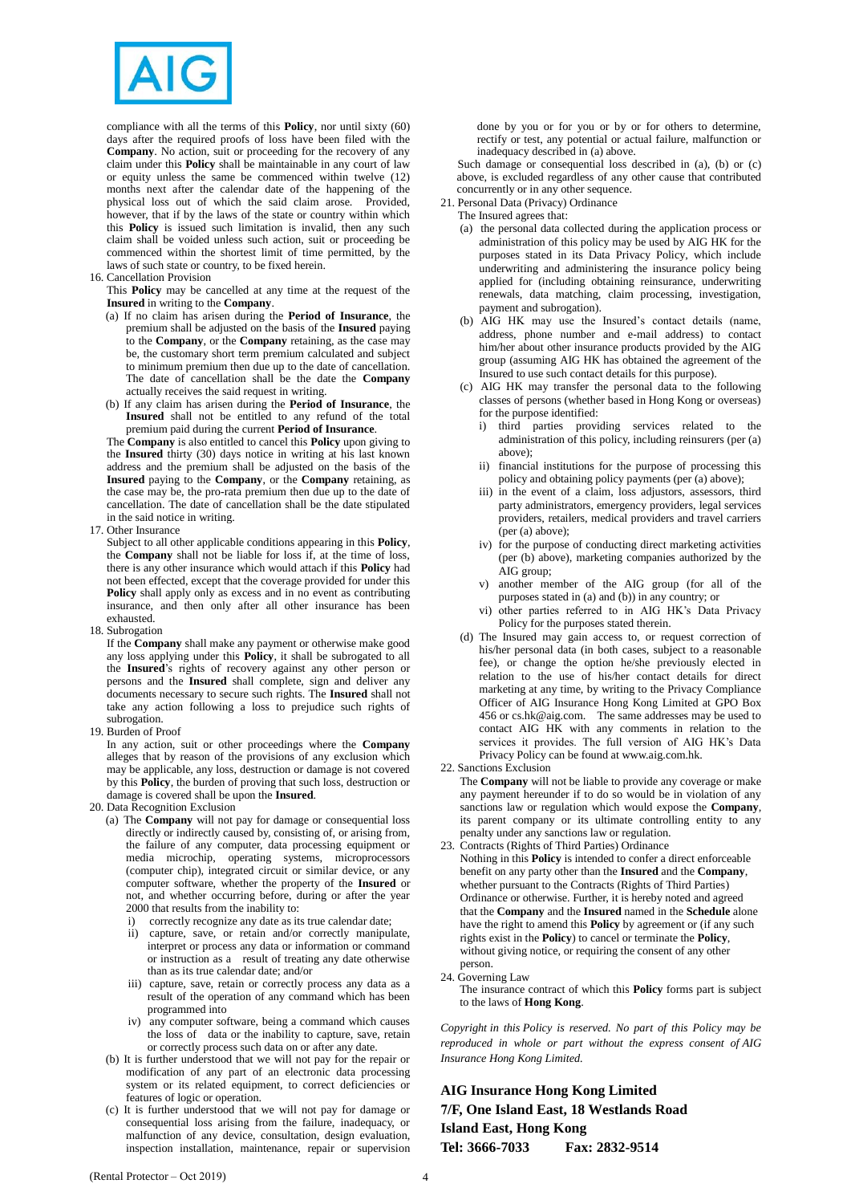compliance with all the terms of this **Policy**, nor until sixty (60) days after the required proofs of loss have been filed with the **Company**. No action, suit or proceeding for the recovery of any claim under this **Policy** shall be maintainable in any court of law or equity unless the same be commenced within twelve (12) months next after the calendar date of the happening of the physical loss out of which the said claim arose. Provided, however, that if by the laws of the state or country within which this **Policy** is issued such limitation is invalid, then any such claim shall be voided unless such action, suit or proceeding be commenced within the shortest limit of time permitted, by the laws of such state or country, to be fixed herein.

16. Cancellation Provision

This **Policy** may be cancelled at any time at the request of the **Insured** in writing to the **Company**.

(a) If no claim has arisen during the **Period of Insurance**, the premium shall be adjusted on the basis of the **Insured** paying to the **Company**, or the **Company** retaining, as the case may be, the customary short term premium calculated and subject to minimum premium then due up to the date of cancellation. The date of cancellation shall be the date the **Company** actually receives the said request in writing.

(b) If any claim has arisen during the **Period of Insurance**, the **Insured** shall not be entitled to any refund of the total premium paid during the current **Period of Insurance**.

The **Company** is also entitled to cancel this **Policy** upon giving to the **Insured** thirty (30) days notice in writing at his last known address and the premium shall be adjusted on the basis of the **Insured** paying to the **Company**, or the **Company** retaining, as the case may be, the pro-rata premium then due up to the date of cancellation. The date of cancellation shall be the date stipulated in the said notice in writing.

17. Other Insurance

Subject to all other applicable conditions appearing in this **Policy**, the **Company** shall not be liable for loss if, at the time of loss, there is any other insurance which would attach if this **Policy** had not been effected, except that the coverage provided for under this **Policy** shall apply only as excess and in no event as contributing insurance, and then only after all other insurance has been exhausted.

18. Subrogation

If the **Company** shall make any payment or otherwise make good any loss applying under this **Policy**, it shall be subrogated to all the **Insured**'s rights of recovery against any other person or persons and the **Insured** shall complete, sign and deliver any documents necessary to secure such rights. The **Insured** shall not take any action following a loss to prejudice such rights of subrogation.

19. Burden of Proof

In any action, suit or other proceedings where the **Company** alleges that by reason of the provisions of any exclusion which may be applicable, any loss, destruction or damage is not covered by this **Policy**, the burden of proving that such loss, destruction or damage is covered shall be upon the **Insured**.

20. Data Recognition Exclusion

(a) The **Company** will not pay for damage or consequential loss directly or indirectly caused by, consisting of, or arising from, the failure of any computer, data processing equipment or media microchip, operating systems, microprocessors (computer chip), integrated circuit or similar device, or any computer software, whether the property of the **Insured** or not, and whether occurring before, during or after the year 2000 that results from the inability to:

i) correctly recognize any date as its true calendar date;

ii) capture, save, or retain and/or correctly manipulate, interpret or process any data or information or command or instruction as a result of treating any date otherwise than as its true calendar date; and/or

iii) capture, save, retain or correctly process any data as a result of the operation of any command which has been programmed into

iv) any computer software, being a command which causes the loss of data or the inability to capture, save, retain or correctly process such data on or after any date.

(b) It is further understood that we will not pay for the repair or modification of any part of an electronic data processing system or its related equipment, to correct deficiencies or features of logic or operation.

(c) It is further understood that we will not pay for damage or consequential loss arising from the failure, inadequacy, or malfunction of any device, consultation, design evaluation, inspection installation, maintenance, repair or supervision done by you or for you or by or for others to determine, rectify or test, any potential or actual failure, malfunction or inadequacy described in (a) above.

Such damage or consequential loss described in (a), (b) or (c) above, is excluded regardless of any other cause that contributed concurrently or in any other sequence.

21. Personal Data (Privacy) Ordinance

The Insured agrees that:

(a) the personal data collected during the application process or administration of this policy may be used by AIG HK for the purposes stated in its Data Privacy Policy, which include underwriting and administering the insurance policy being applied for (including obtaining reinsurance, underwriting renewals, data matching, claim processing, investigation, payment and subrogation).

(b) AIG HK may use the Insured's contact details (name, address, phone number and e-mail address) to contact him/her about other insurance products provided by the AIG group (assuming AIG HK has obtained the agreement of the Insured to use such contact details for this purpose).

(c) AIG HK may transfer the personal data to the following classes of persons (whether based in Hong Kong or overseas) for the purpose identified:

i) third parties providing services related to the administration of this policy, including reinsurers (per (a) above);

ii) financial institutions for the purpose of processing this policy and obtaining policy payments (per (a) above);

iii) in the event of a claim, loss adjustors, assessors, third party administrators, emergency providers, legal services providers, retailers, medical providers and travel carriers (per (a) above);

iv) for the purpose of conducting direct marketing activities (per (b) above), marketing companies authorized by the AIG group;

v) another member of the AIG group (for all of the purposes stated in (a) and (b)) in any country; or

vi) other parties referred to in AIG HK's Data Privacy Policy for the purposes stated therein.

(d) The Insured may gain access to, or request correction of his/her personal data (in both cases, subject to a reasonable fee), or change the option he/she previously elected in relation to the use of his/her contact details for direct marketing at any time, by writing to the Privacy Compliance Officer of AIG Insurance Hong Kong Limited at GPO Box 456 or cs.hk@aig.com. The same addresses may be used to contact AIG HK with any comments in relation to the services it provides. The full version of AIG HK's Data Privacy Policy can be found at www.aig.com.hk.

22. Sanctions Exclusion

The **Company** will not be liable to provide any coverage or make any payment hereunder if to do so would be in violation of any sanctions law or regulation which would expose the **Company**, its parent company or its ultimate controlling entity to any penalty under any sanctions law or regulation.

23. Contracts (Rights of Third Parties) Ordinance

Nothing in this **Policy** is intended to confer a direct enforceable benefit on any party other than the **Insured** and the **Company**, whether pursuant to the Contracts (Rights of Third Parties) Ordinance or otherwise. Further, it is hereby noted and agreed that the **Company** and the **Insured** named in the **Schedule** alone have the right to amend this **Policy** by agreement or (if any such rights exist in the **Policy**) to cancel or terminate the **Policy**, without giving notice, or requiring the consent of any other person.

24. Governing Law

The insurance contract of which this **Policy** forms part is subject to the laws of **Hong Kong**.

*Copyright in this Policy is reserved. No part of this Policy may be reproduced in whole or part without the express consent of AIG Insurance Hong Kong Limited.*

**AIG Insurance Hong Kong Limited**
**7/F, One Island East, 18 Westlands Road**
**Island East, Hong Kong**
**Tel: 3666-7033 Fax: 2832-9514**

(Rental Protector – Oct 2019)